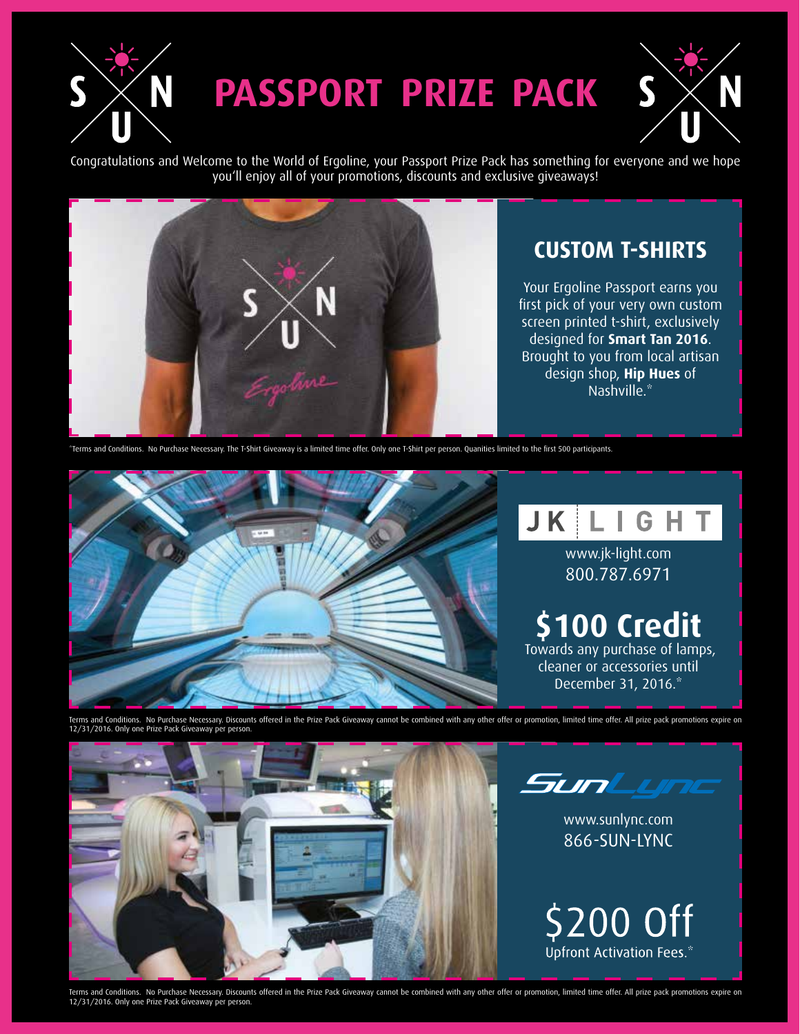# PASSPORT PRIZE PACK

Congratulations and Welcome to the World of Ergoline, your Passport Prize Pack has something for everyone and we hope you'll enjoy all of your promotions, discounts and exclusive giveaways!

## CUSTOM T-SHIRTS

Your Ergoline Passport earns you first pick of your very own custom screen printed t-shirt, exclusively designed for **Smart Tan 2016**. Brought to you from local artisan design shop, **Hip Hues** of Nashville.*

*Terms and Conditions. No Purchase Necessary. The T-Shirt Giveaway is a limited time offer. Only one T-Shirt per person. Quanities limited to the first 500 participants.

## JK LIGHT

www.jk-light.com
800.787.6971

**$100 Credit**
Towards any purchase of lamps, cleaner or accessories until December 31, 2016.*

Terms and Conditions. No Purchase Necessary. Discounts offered in the Prize Pack Giveaway cannot be combined with any other offer or promotion, limited time offer. All prize pack promotions expire on 12/31/2016. Only one Prize Pack Giveaway per person.

## SunLync

www.sunlync.com
866-SUN-LYNC

**$200 Off**
Upfront Activation Fees.*

Terms and Conditions. No Purchase Necessary. Discounts offered in the Prize Pack Giveaway cannot be combined with any other offer or promotion, limited time offer. All prize pack promotions expire on 12/31/2016. Only one Prize Pack Giveaway per person.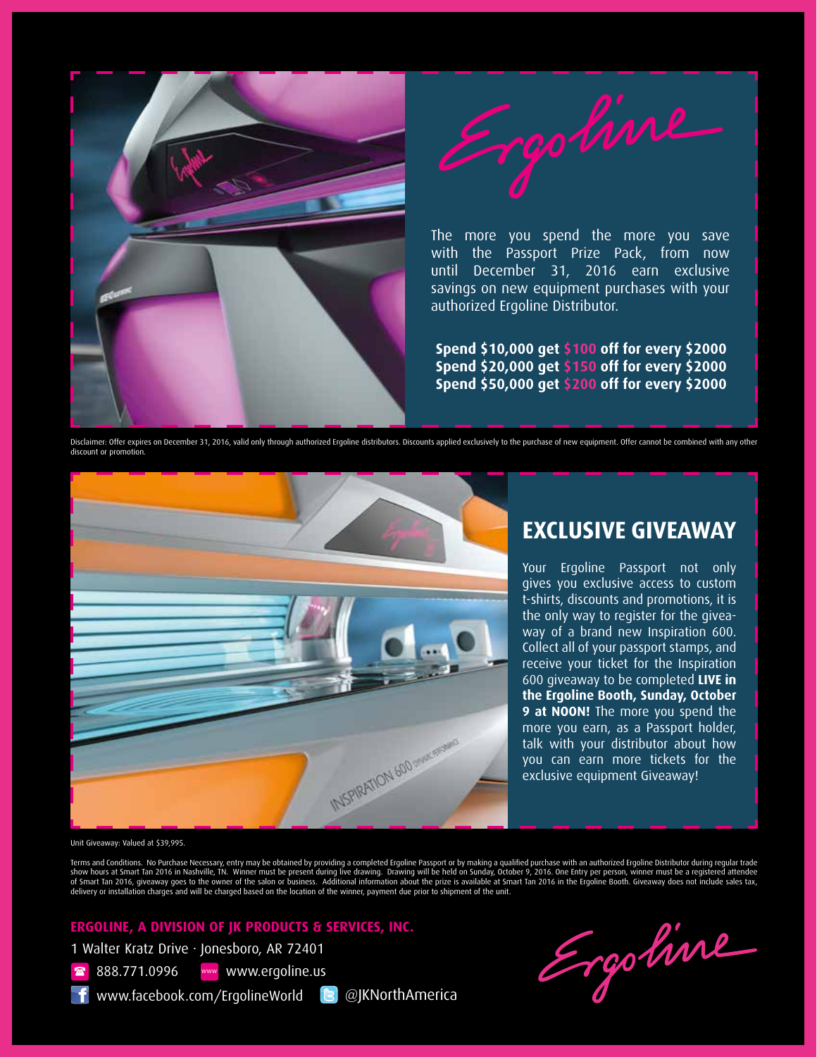Ergoline

The more you spend the more you save with the Passport Prize Pack, from now until December 31, 2016 earn exclusive savings on new equipment purchases with your authorized Ergoline Distributor.

**Spend $10,000 get $100 off for every $2000**
**Spend $20,000 get $150 off for every $2000**
**Spend $50,000 get $200 off for every $2000**

Disclaimer: Offer expires on December 31, 2016, valid only through authorized Ergoline distributors. Discounts applied exclusively to the purchase of new equipment. Offer cannot be combined with any other discount or promotion.

## EXCLUSIVE GIVEAWAY

Your Ergoline Passport not only gives you exclusive access to custom t-shirts, discounts and promotions, it is the only way to register for the giveaway of a brand new Inspiration 600. Collect all of your passport stamps, and receive your ticket for the Inspiration 600 giveaway to be completed **LIVE in the Ergoline Booth, Sunday, October 9 at NOON!** The more you spend the more you earn, as a Passport holder, talk with your distributor about how you can earn more tickets for the exclusive equipment Giveaway!

Unit Giveaway: Valued at $39,995.

Terms and Conditions. No Purchase Necessary, entry may be obtained by providing a completed Ergoline Passport or by making a qualified purchase with an authorized Ergoline Distributor during regular trade show hours at Smart Tan 2016 in Nashville, TN. Winner must be present during live drawing. Drawing will be held on Sunday, October 9, 2016. One Entry per person, winner must be a registered attendee of Smart Tan 2016, giveaway goes to the owner of the salon or business. Additional information about the prize is available at Smart Tan 2016 in the Ergoline Booth. Giveaway does not include sales tax, delivery or installation charges and will be charged based on the location of the winner, payment due prior to shipment of the unit.

**ERGOLINE, A DIVISION OF JK PRODUCTS & SERVICES, INC.**

1 Walter Kratz Drive · Jonesboro, AR 72401

888.771.0996 www.ergoline.us

www.facebook.com/ErgolineWorld @JKNorthAmerica

Ergoline